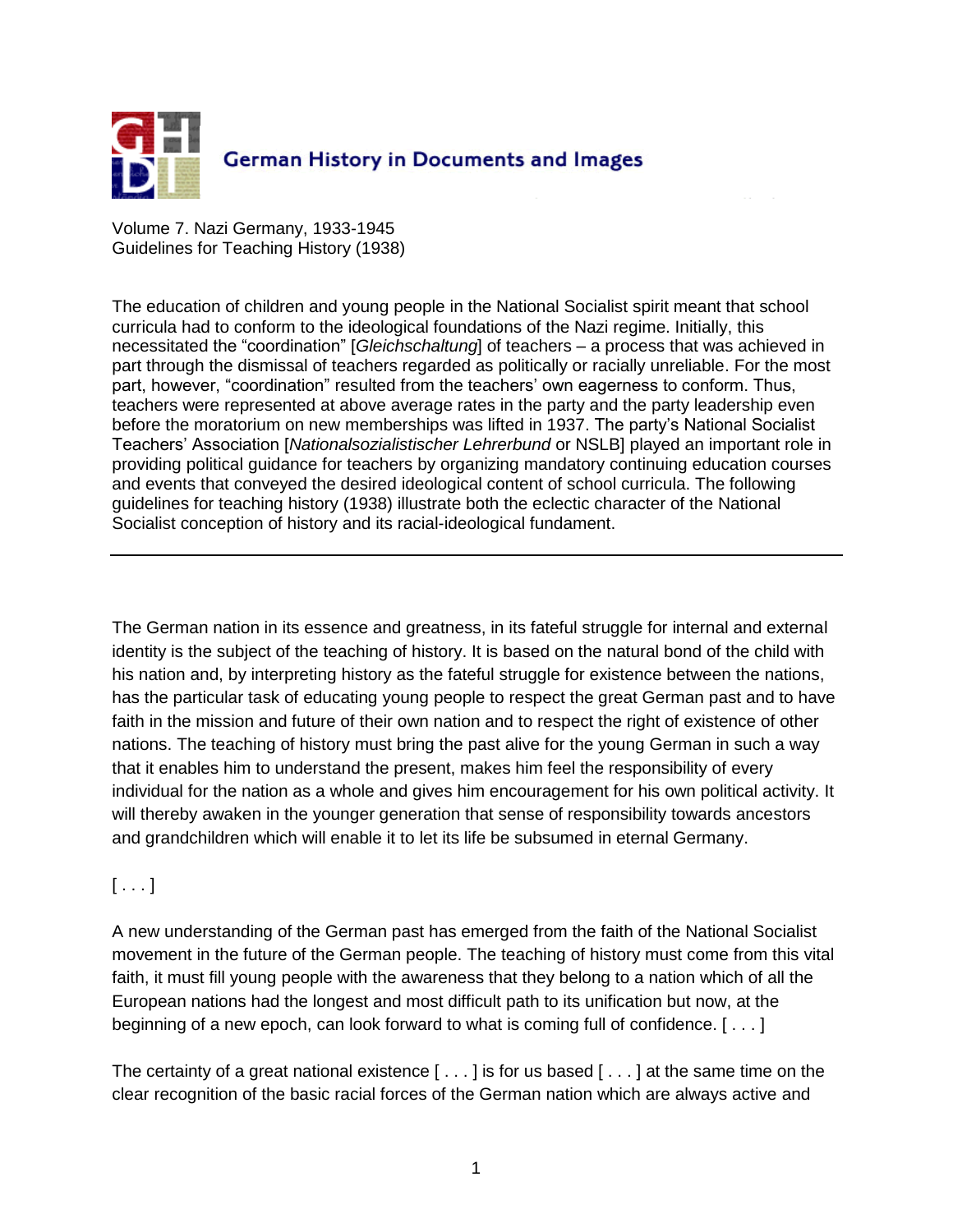German History in Documents and Images

Volume 7. Nazi Germany, 1933-1945
Guidelines for Teaching History (1938)

The education of children and young people in the National Socialist spirit meant that school curricula had to conform to the ideological foundations of the Nazi regime. Initially, this necessitated the "coordination" [*Gleichschaltung*] of teachers – a process that was achieved in part through the dismissal of teachers regarded as politically or racially unreliable. For the most part, however, "coordination" resulted from the teachers' own eagerness to conform. Thus, teachers were represented at above average rates in the party and the party leadership even before the moratorium on new memberships was lifted in 1937. The party's National Socialist Teachers' Association [*Nationalsozialistischer Lehrerbund* or NSLB] played an important role in providing political guidance for teachers by organizing mandatory continuing education courses and events that conveyed the desired ideological content of school curricula. The following guidelines for teaching history (1938) illustrate both the eclectic character of the National Socialist conception of history and its racial-ideological fundament.

---

The German nation in its essence and greatness, in its fateful struggle for internal and external identity is the subject of the teaching of history. It is based on the natural bond of the child with his nation and, by interpreting history as the fateful struggle for existence between the nations, has the particular task of educating young people to respect the great German past and to have faith in the mission and future of their own nation and to respect the right of existence of other nations. The teaching of history must bring the past alive for the young German in such a way that it enables him to understand the present, makes him feel the responsibility of every individual for the nation as a whole and gives him encouragement for his own political activity. It will thereby awaken in the younger generation that sense of responsibility towards ancestors and grandchildren which will enable it to let its life be subsumed in eternal Germany.

[ . . . ]

A new understanding of the German past has emerged from the faith of the National Socialist movement in the future of the German people. The teaching of history must come from this vital faith, it must fill young people with the awareness that they belong to a nation which of all the European nations had the longest and most difficult path to its unification but now, at the beginning of a new epoch, can look forward to what is coming full of confidence. [ . . . ]

The certainty of a great national existence [ . . . ] is for us based [ . . . ] at the same time on the clear recognition of the basic racial forces of the German nation which are always active and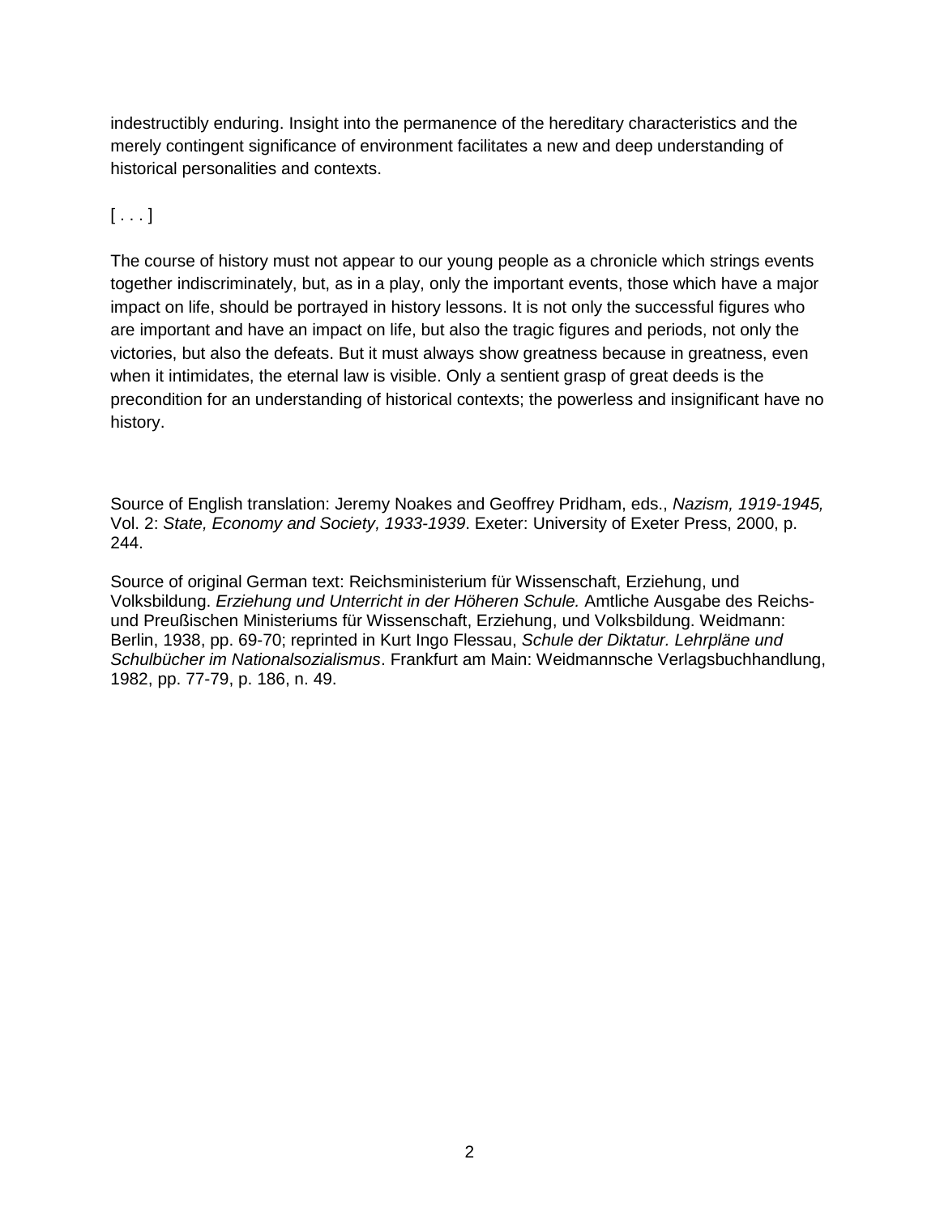indestructibly enduring. Insight into the permanence of the hereditary characteristics and the merely contingent significance of environment facilitates a new and deep understanding of historical personalities and contexts.

[ . . . ]

The course of history must not appear to our young people as a chronicle which strings events together indiscriminately, but, as in a play, only the important events, those which have a major impact on life, should be portrayed in history lessons. It is not only the successful figures who are important and have an impact on life, but also the tragic figures and periods, not only the victories, but also the defeats. But it must always show greatness because in greatness, even when it intimidates, the eternal law is visible. Only a sentient grasp of great deeds is the precondition for an understanding of historical contexts; the powerless and insignificant have no history.

Source of English translation: Jeremy Noakes and Geoffrey Pridham, eds., *Nazism, 1919-1945,* Vol. 2: *State, Economy and Society, 1933-1939*. Exeter: University of Exeter Press, 2000, p. 244.

Source of original German text: Reichsministerium für Wissenschaft, Erziehung, und Volksbildung. *Erziehung und Unterricht in der Höheren Schule.* Amtliche Ausgabe des Reichs- und Preußischen Ministeriums für Wissenschaft, Erziehung, und Volksbildung. Weidmann: Berlin, 1938, pp. 69-70; reprinted in Kurt Ingo Flessau, *Schule der Diktatur. Lehrpläne und Schulbücher im Nationalsozialismus*. Frankfurt am Main: Weidmannsche Verlagsbuchhandlung, 1982, pp. 77-79, p. 186, n. 49.